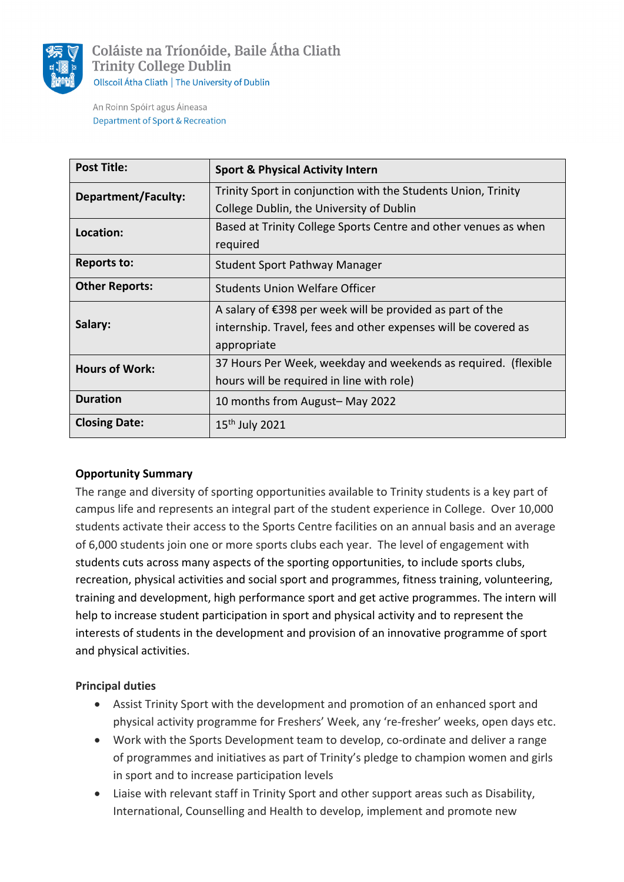Coláiste na Tríonóide, Baile Átha Cliath
Trinity College Dublin
Ollscoil Átha Cliath | The University of Dublin

An Roinn Spóirt agus Áineasa
Department of Sport & Recreation

| **Post Title:** | **Sport & Physical Activity Intern** |
|---|---|
| **Department/Faculty:** | Trinity Sport in conjunction with the Students Union, Trinity College Dublin, the University of Dublin |
| **Location:** | Based at Trinity College Sports Centre and other venues as when required |
| **Reports to:** | Student Sport Pathway Manager |
| **Other Reports:** | Students Union Welfare Officer |
| **Salary:** | A salary of €398 per week will be provided as part of the internship. Travel, fees and other expenses will be covered as appropriate |
| **Hours of Work:** | 37 Hours Per Week, weekday and weekends as required. (flexible hours will be required in line with role) |
| **Duration** | 10 months from August– May 2022 |
| **Closing Date:** | 15th July 2021 |

**Opportunity Summary**

The range and diversity of sporting opportunities available to Trinity students is a key part of campus life and represents an integral part of the student experience in College. Over 10,000 students activate their access to the Sports Centre facilities on an annual basis and an average of 6,000 students join one or more sports clubs each year. The level of engagement with students cuts across many aspects of the sporting opportunities, to include sports clubs, recreation, physical activities and social sport and programmes, fitness training, volunteering, training and development, high performance sport and get active programmes. The intern will help to increase student participation in sport and physical activity and to represent the interests of students in the development and provision of an innovative programme of sport and physical activities.

**Principal duties**

- Assist Trinity Sport with the development and promotion of an enhanced sport and physical activity programme for Freshers' Week, any 're-fresher' weeks, open days etc.
- Work with the Sports Development team to develop, co-ordinate and deliver a range of programmes and initiatives as part of Trinity's pledge to champion women and girls in sport and to increase participation levels
- Liaise with relevant staff in Trinity Sport and other support areas such as Disability, International, Counselling and Health to develop, implement and promote new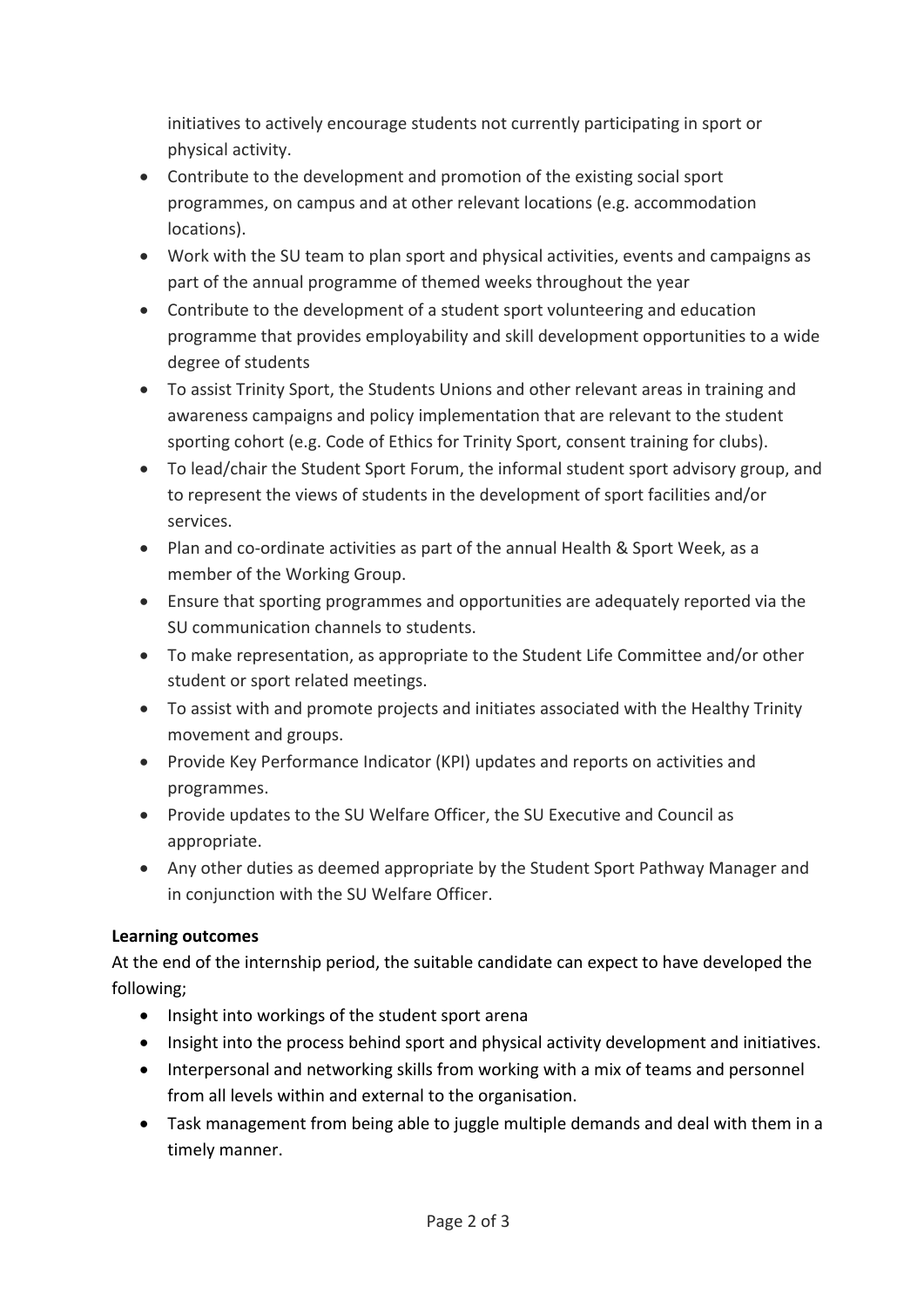initiatives to actively encourage students not currently participating in sport or physical activity.

- Contribute to the development and promotion of the existing social sport programmes, on campus and at other relevant locations (e.g. accommodation locations).
- Work with the SU team to plan sport and physical activities, events and campaigns as part of the annual programme of themed weeks throughout the year
- Contribute to the development of a student sport volunteering and education programme that provides employability and skill development opportunities to a wide degree of students
- To assist Trinity Sport, the Students Unions and other relevant areas in training and awareness campaigns and policy implementation that are relevant to the student sporting cohort (e.g. Code of Ethics for Trinity Sport, consent training for clubs).
- To lead/chair the Student Sport Forum, the informal student sport advisory group, and to represent the views of students in the development of sport facilities and/or services.
- Plan and co-ordinate activities as part of the annual Health & Sport Week, as a member of the Working Group.
- Ensure that sporting programmes and opportunities are adequately reported via the SU communication channels to students.
- To make representation, as appropriate to the Student Life Committee and/or other student or sport related meetings.
- To assist with and promote projects and initiates associated with the Healthy Trinity movement and groups.
- Provide Key Performance Indicator (KPI) updates and reports on activities and programmes.
- Provide updates to the SU Welfare Officer, the SU Executive and Council as appropriate.
- Any other duties as deemed appropriate by the Student Sport Pathway Manager and in conjunction with the SU Welfare Officer.

**Learning outcomes**

At the end of the internship period, the suitable candidate can expect to have developed the following;

- Insight into workings of the student sport arena
- Insight into the process behind sport and physical activity development and initiatives.
- Interpersonal and networking skills from working with a mix of teams and personnel from all levels within and external to the organisation.
- Task management from being able to juggle multiple demands and deal with them in a timely manner.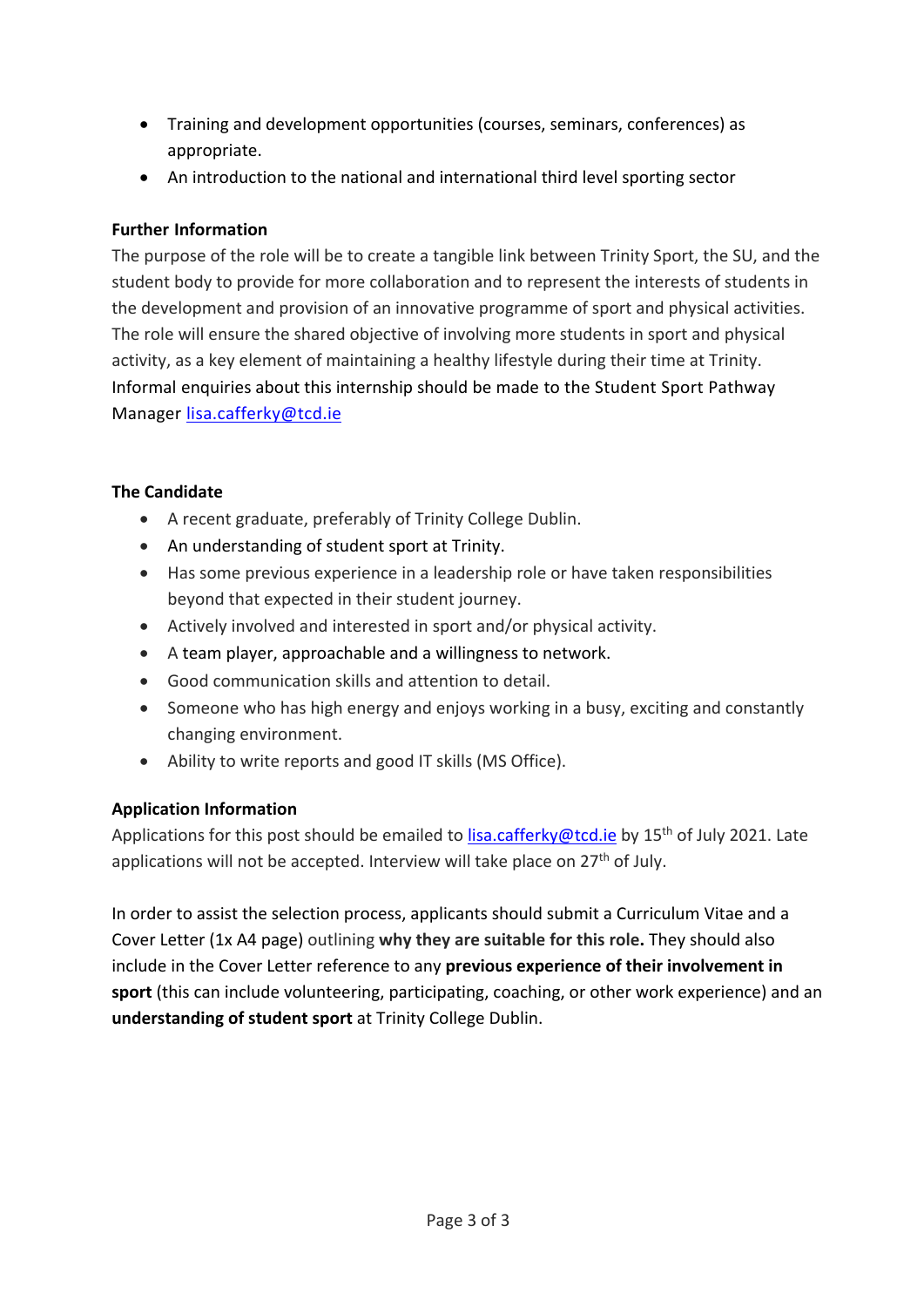- Training and development opportunities (courses, seminars, conferences) as appropriate.
- An introduction to the national and international third level sporting sector

**Further Information**

The purpose of the role will be to create a tangible link between Trinity Sport, the SU, and the student body to provide for more collaboration and to represent the interests of students in the development and provision of an innovative programme of sport and physical activities. The role will ensure the shared objective of involving more students in sport and physical activity, as a key element of maintaining a healthy lifestyle during their time at Trinity. Informal enquiries about this internship should be made to the Student Sport Pathway Manager lisa.cafferky@tcd.ie

**The Candidate**

- A recent graduate, preferably of Trinity College Dublin.
- An understanding of student sport at Trinity.
- Has some previous experience in a leadership role or have taken responsibilities beyond that expected in their student journey.
- Actively involved and interested in sport and/or physical activity.
- A team player, approachable and a willingness to network.
- Good communication skills and attention to detail.
- Someone who has high energy and enjoys working in a busy, exciting and constantly changing environment.
- Ability to write reports and good IT skills (MS Office).

**Application Information**

Applications for this post should be emailed to lisa.cafferky@tcd.ie by 15th of July 2021. Late applications will not be accepted. Interview will take place on 27th of July.

In order to assist the selection process, applicants should submit a Curriculum Vitae and a Cover Letter (1x A4 page) outlining **why they are suitable for this role.** They should also include in the Cover Letter reference to any **previous experience of their involvement in sport** (this can include volunteering, participating, coaching, or other work experience) and an **understanding of student sport** at Trinity College Dublin.